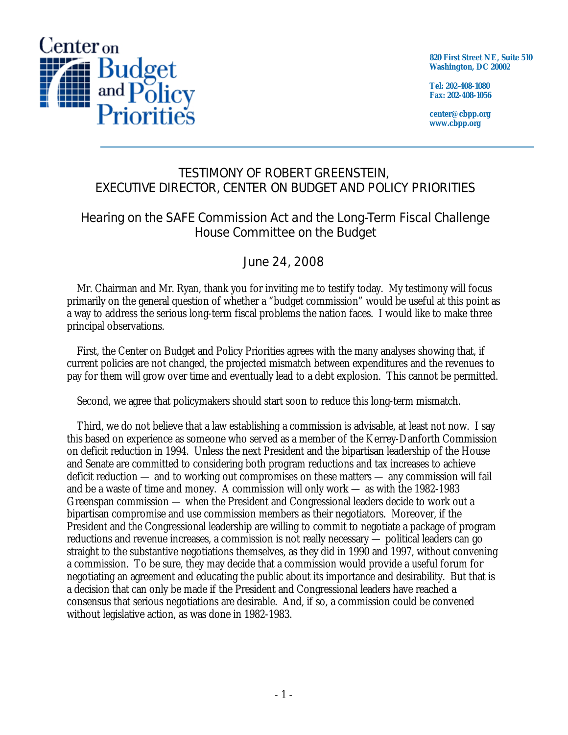Center on Budget and Policy Priorities

820 First Street NE, Suite 510
Washington, DC 20002

Tel: 202-408-1080
Fax: 202-408-1056

center@cbpp.org
www.cbpp.org

# TESTIMONY OF ROBERT GREENSTEIN, EXECUTIVE DIRECTOR, CENTER ON BUDGET AND POLICY PRIORITIES

## Hearing on the SAFE Commission Act and the Long-Term Fiscal Challenge House Committee on the Budget

## June 24, 2008

Mr. Chairman and Mr. Ryan, thank you for inviting me to testify today. My testimony will focus primarily on the general question of whether a "budget commission" would be useful at this point as a way to address the serious long-term fiscal problems the nation faces. I would like to make three principal observations.

First, the Center on Budget and Policy Priorities agrees with the many analyses showing that, if current policies are not changed, the projected mismatch between expenditures and the revenues to pay for them will grow over time and eventually lead to a debt explosion. This cannot be permitted.

Second, we agree that policymakers should start soon to reduce this long-term mismatch.

Third, we do not believe that a law establishing a commission is advisable, at least not now. I say this based on experience as someone who served as a member of the Kerrey-Danforth Commission on deficit reduction in 1994. Unless the next President and the bipartisan leadership of the House and Senate are committed to considering both program reductions and tax increases to achieve deficit reduction — and to working out compromises on these matters — any commission will fail and be a waste of time and money. A commission will only work — as with the 1982-1983 Greenspan commission — when the President and Congressional leaders decide to work out a bipartisan compromise and use commission members as their negotiators. Moreover, if the President and the Congressional leadership are willing to commit to negotiate a package of program reductions and revenue increases, a commission is not really necessary — political leaders can go straight to the substantive negotiations themselves, as they did in 1990 and 1997, without convening a commission. To be sure, they may decide that a commission would provide a useful forum for negotiating an agreement and educating the public about its importance and desirability. But that is a decision that can only be made if the President and Congressional leaders have reached a consensus that serious negotiations are desirable. And, if so, a commission could be convened without legislative action, as was done in 1982-1983.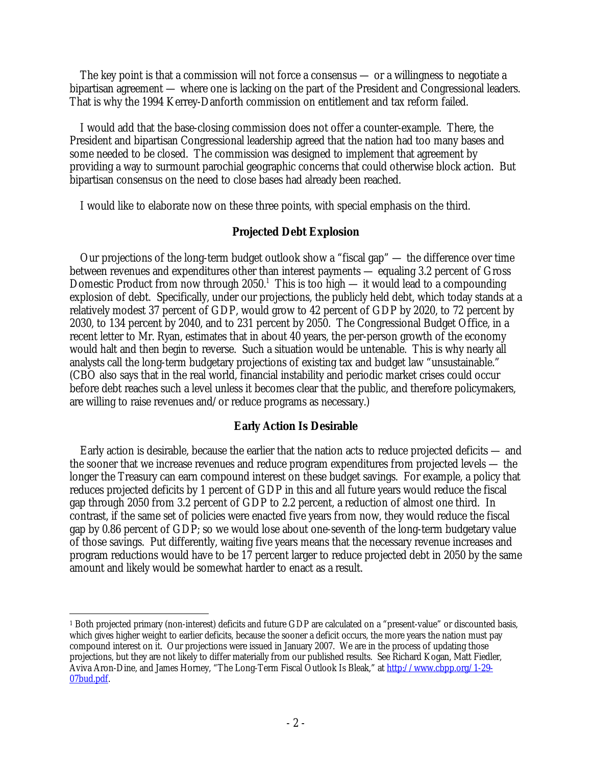The key point is that a commission will not force a consensus — or a willingness to negotiate a bipartisan agreement — where one is lacking on the part of the President and Congressional leaders. That is why the 1994 Kerrey-Danforth commission on entitlement and tax reform failed.

I would add that the base-closing commission does not offer a counter-example. There, the President and bipartisan Congressional leadership agreed that the nation had too many bases and some needed to be closed. The commission was designed to implement that agreement by providing a way to surmount parochial geographic concerns that could otherwise block action. But bipartisan consensus on the need to close bases had already been reached.

I would like to elaborate now on these three points, with special emphasis on the third.

## Projected Debt Explosion

Our projections of the long-term budget outlook show a "fiscal gap" — the difference over time between revenues and expenditures other than interest payments — equaling 3.2 percent of Gross Domestic Product from now through 2050.[1] This is too high — it would lead to a compounding explosion of debt. Specifically, under our projections, the publicly held debt, which today stands at a relatively modest 37 percent of GDP, would grow to 42 percent of GDP by 2020, to 72 percent by 2030, to 134 percent by 2040, and to 231 percent by 2050. The Congressional Budget Office, in a recent letter to Mr. Ryan, estimates that in about 40 years, the per-person growth of the economy would halt and then begin to reverse. Such a situation would be untenable. This is why nearly all analysts call the long-term budgetary projections of existing tax and budget law "unsustainable." (CBO also says that in the real world, financial instability and periodic market crises could occur before debt reaches such a level unless it becomes clear that the public, and therefore policymakers, are willing to raise revenues and/or reduce programs as necessary.)

## Early Action Is Desirable

Early action is desirable, because the earlier that the nation acts to reduce projected deficits — and the sooner that we increase revenues and reduce program expenditures from projected levels — the longer the Treasury can earn compound interest on these budget savings. For example, a policy that reduces projected deficits by 1 percent of GDP in this and all future years would reduce the fiscal gap through 2050 from 3.2 percent of GDP to 2.2 percent, a reduction of almost one third. In contrast, if the same set of policies were enacted five years from now, they would reduce the fiscal gap by 0.86 percent of GDP; so we would lose about one-seventh of the long-term budgetary value of those savings. Put differently, waiting five years means that the necessary revenue increases and program reductions would have to be 17 percent larger to reduce projected debt in 2050 by the same amount and likely would be somewhat harder to enact as a result.

---

[1] Both projected primary (non-interest) deficits and future GDP are calculated on a "present-value" or discounted basis, which gives higher weight to earlier deficits, because the sooner a deficit occurs, the more years the nation must pay compound interest on it. Our projections were issued in January 2007. We are in the process of updating those projections, but they are not likely to differ materially from our published results. See Richard Kogan, Matt Fiedler, Aviva Aron-Dine, and James Horney, "The Long-Term Fiscal Outlook Is Bleak," at http://www.cbpp.org/1-29-07bud.pdf.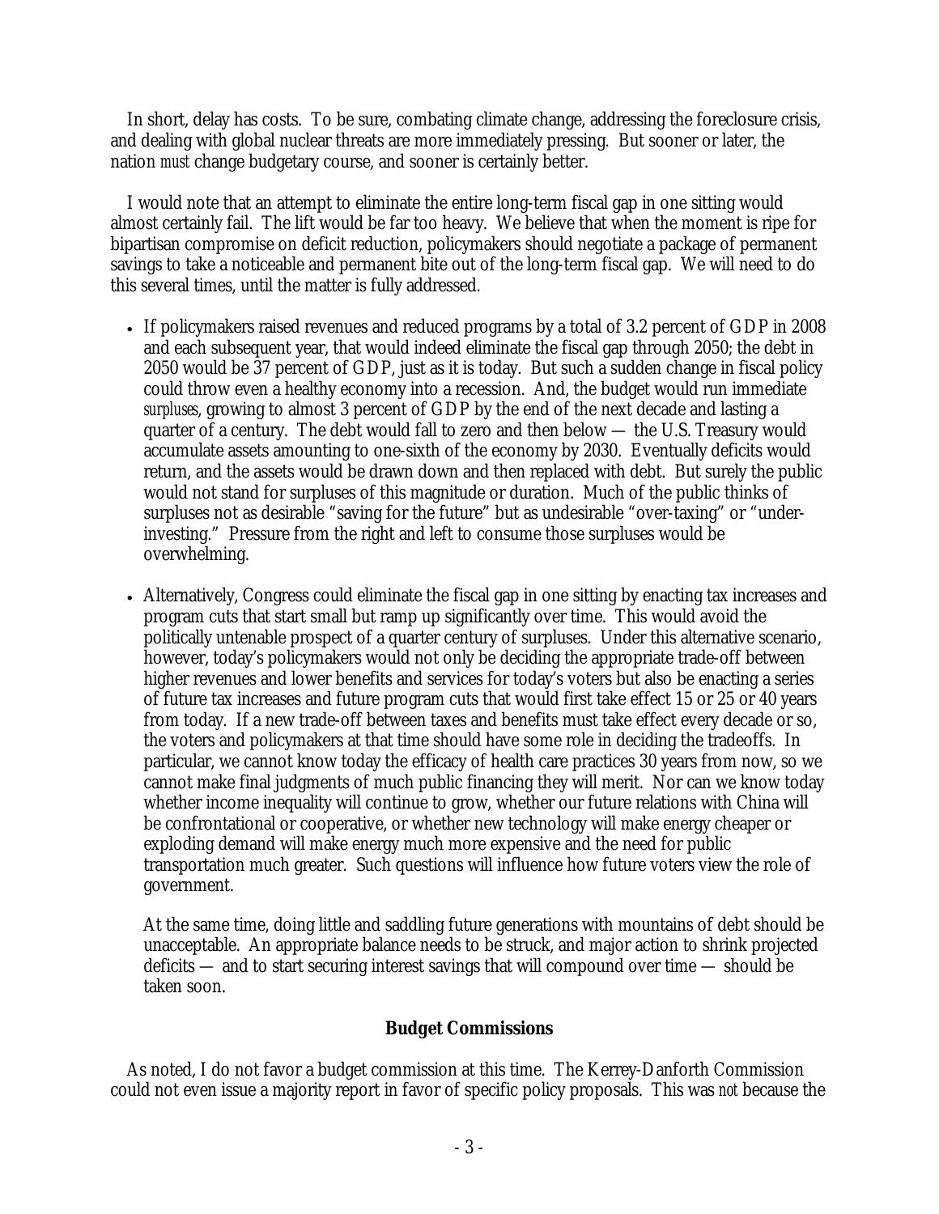In short, delay has costs. To be sure, combating climate change, addressing the foreclosure crisis, and dealing with global nuclear threats are more immediately pressing. But sooner or later, the nation *must* change budgetary course, and sooner is certainly better.

I would note that an attempt to eliminate the entire long-term fiscal gap in one sitting would almost certainly fail. The lift would be far too heavy. We believe that when the moment is ripe for bipartisan compromise on deficit reduction, policymakers should negotiate a package of permanent savings to take a noticeable and permanent bite out of the long-term fiscal gap. We will need to do this several times, until the matter is fully addressed.

- If policymakers raised revenues and reduced programs by a total of 3.2 percent of GDP in 2008 and each subsequent year, that would indeed eliminate the fiscal gap through 2050; the debt in 2050 would be 37 percent of GDP, just as it is today. But such a sudden change in fiscal policy could throw even a healthy economy into a recession. And, the budget would run immediate *surpluses*, growing to almost 3 percent of GDP by the end of the next decade and lasting a quarter of a century. The debt would fall to zero and then below — the U.S. Treasury would accumulate assets amounting to one-sixth of the economy by 2030. Eventually deficits would return, and the assets would be drawn down and then replaced with debt. But surely the public would not stand for surpluses of this magnitude or duration. Much of the public thinks of surpluses not as desirable "saving for the future" but as undesirable "over-taxing" or "under-investing." Pressure from the right and left to consume those surpluses would be overwhelming.

- Alternatively, Congress could eliminate the fiscal gap in one sitting by enacting tax increases and program cuts that start small but ramp up significantly over time. This would avoid the politically untenable prospect of a quarter century of surpluses. Under this alternative scenario, however, today's policymakers would not only be deciding the appropriate trade-off between higher revenues and lower benefits and services for today's voters but also be enacting a series of future tax increases and future program cuts that would first take effect 15 or 25 or 40 years from today. If a new trade-off between taxes and benefits must take effect every decade or so, the voters and policymakers at that time should have some role in deciding the tradeoffs. In particular, we cannot know today the efficacy of health care practices 30 years from now, so we cannot make final judgments of much public financing they will merit. Nor can we know today whether income inequality will continue to grow, whether our future relations with China will be confrontational or cooperative, or whether new technology will make energy cheaper or exploding demand will make energy much more expensive and the need for public transportation much greater. Such questions will influence how future voters view the role of government.

  At the same time, doing little and saddling future generations with mountains of debt should be unacceptable. An appropriate balance needs to be struck, and major action to shrink projected deficits — and to start securing interest savings that will compound over time — should be taken soon.

## Budget Commissions

As noted, I do not favor a budget commission at this time. The Kerrey-Danforth Commission could not even issue a majority report in favor of specific policy proposals. This was *not* because the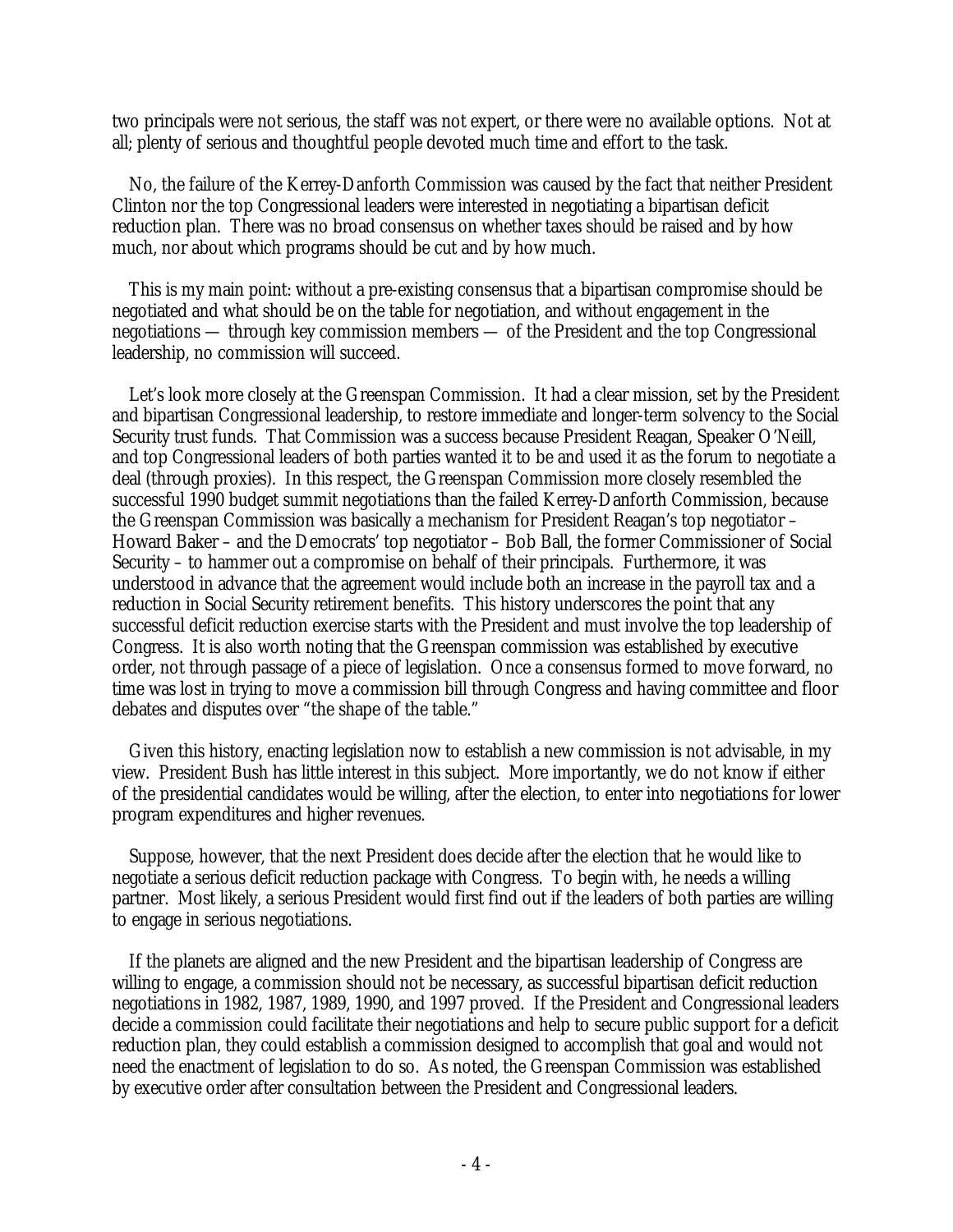two principals were not serious, the staff was not expert, or there were no available options. Not at all; plenty of serious and thoughtful people devoted much time and effort to the task.

No, the failure of the Kerrey-Danforth Commission was caused by the fact that neither President Clinton nor the top Congressional leaders were interested in negotiating a bipartisan deficit reduction plan. There was no broad consensus on whether taxes should be raised and by how much, nor about which programs should be cut and by how much.

This is my main point: without a pre-existing consensus that a bipartisan compromise should be negotiated and what should be on the table for negotiation, and without engagement in the negotiations — through key commission members — of the President and the top Congressional leadership, no commission will succeed.

Let's look more closely at the Greenspan Commission. It had a clear mission, set by the President and bipartisan Congressional leadership, to restore immediate and longer-term solvency to the Social Security trust funds. That Commission was a success because President Reagan, Speaker O'Neill, and top Congressional leaders of both parties wanted it to be and used it as the forum to negotiate a deal (through proxies). In this respect, the Greenspan Commission more closely resembled the successful 1990 budget summit negotiations than the failed Kerrey-Danforth Commission, because the Greenspan Commission was basically a mechanism for President Reagan's top negotiator – Howard Baker – and the Democrats' top negotiator – Bob Ball, the former Commissioner of Social Security – to hammer out a compromise on behalf of their principals. Furthermore, it was understood in advance that the agreement would include both an increase in the payroll tax and a reduction in Social Security retirement benefits. This history underscores the point that any successful deficit reduction exercise starts with the President and must involve the top leadership of Congress. It is also worth noting that the Greenspan commission was established by executive order, not through passage of a piece of legislation. Once a consensus formed to move forward, no time was lost in trying to move a commission bill through Congress and having committee and floor debates and disputes over "the shape of the table."

Given this history, enacting legislation now to establish a new commission is not advisable, in my view. President Bush has little interest in this subject. More importantly, we do not know if either of the presidential candidates would be willing, after the election, to enter into negotiations for lower program expenditures and higher revenues.

Suppose, however, that the next President does decide after the election that he would like to negotiate a serious deficit reduction package with Congress. To begin with, he needs a willing partner. Most likely, a serious President would first find out if the leaders of both parties are willing to engage in serious negotiations.

If the planets are aligned and the new President and the bipartisan leadership of Congress are willing to engage, a commission should not be necessary, as successful bipartisan deficit reduction negotiations in 1982, 1987, 1989, 1990, and 1997 proved. If the President and Congressional leaders decide a commission could facilitate their negotiations and help to secure public support for a deficit reduction plan, they could establish a commission designed to accomplish that goal and would not need the enactment of legislation to do so. As noted, the Greenspan Commission was established by executive order after consultation between the President and Congressional leaders.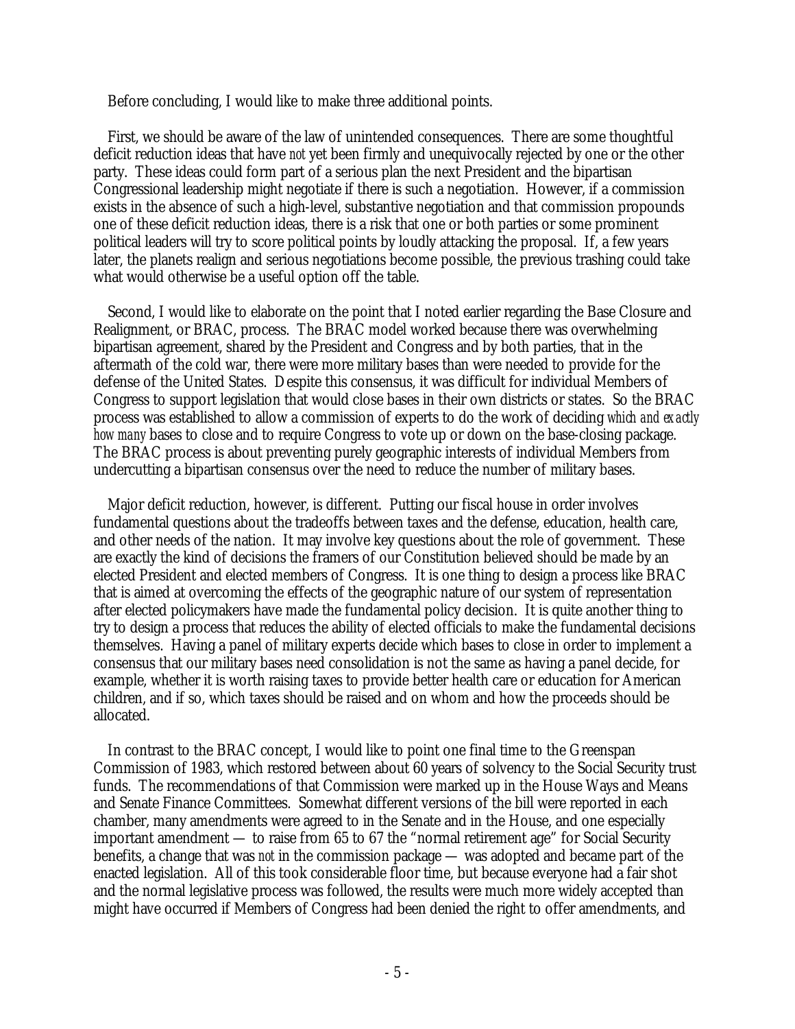Before concluding, I would like to make three additional points.

First, we should be aware of the law of unintended consequences. There are some thoughtful deficit reduction ideas that have *not* yet been firmly and unequivocally rejected by one or the other party. These ideas could form part of a serious plan the next President and the bipartisan Congressional leadership might negotiate if there is such a negotiation. However, if a commission exists in the absence of such a high-level, substantive negotiation and that commission propounds one of these deficit reduction ideas, there is a risk that one or both parties or some prominent political leaders will try to score political points by loudly attacking the proposal. If, a few years later, the planets realign and serious negotiations become possible, the previous trashing could take what would otherwise be a useful option off the table.

Second, I would like to elaborate on the point that I noted earlier regarding the Base Closure and Realignment, or BRAC, process. The BRAC model worked because there was overwhelming bipartisan agreement, shared by the President and Congress and by both parties, that in the aftermath of the cold war, there were more military bases than were needed to provide for the defense of the United States. Despite this consensus, it was difficult for individual Members of Congress to support legislation that would close bases in their own districts or states. So the BRAC process was established to allow a commission of experts to do the work of deciding *which and exactly how many* bases to close and to require Congress to vote up or down on the base-closing package. The BRAC process is about preventing purely geographic interests of individual Members from undercutting a bipartisan consensus over the need to reduce the number of military bases.

Major deficit reduction, however, is different. Putting our fiscal house in order involves fundamental questions about the tradeoffs between taxes and the defense, education, health care, and other needs of the nation. It may involve key questions about the role of government. These are exactly the kind of decisions the framers of our Constitution believed should be made by an elected President and elected members of Congress. It is one thing to design a process like BRAC that is aimed at overcoming the effects of the geographic nature of our system of representation after elected policymakers have made the fundamental policy decision. It is quite another thing to try to design a process that reduces the ability of elected officials to make the fundamental decisions themselves. Having a panel of military experts decide which bases to close in order to implement a consensus that our military bases need consolidation is not the same as having a panel decide, for example, whether it is worth raising taxes to provide better health care or education for American children, and if so, which taxes should be raised and on whom and how the proceeds should be allocated.

In contrast to the BRAC concept, I would like to point one final time to the Greenspan Commission of 1983, which restored between about 60 years of solvency to the Social Security trust funds. The recommendations of that Commission were marked up in the House Ways and Means and Senate Finance Committees. Somewhat different versions of the bill were reported in each chamber, many amendments were agreed to in the Senate and in the House, and one especially important amendment — to raise from 65 to 67 the "normal retirement age" for Social Security benefits, a change that was *not* in the commission package — was adopted and became part of the enacted legislation. All of this took considerable floor time, but because everyone had a fair shot and the normal legislative process was followed, the results were much more widely accepted than might have occurred if Members of Congress had been denied the right to offer amendments, and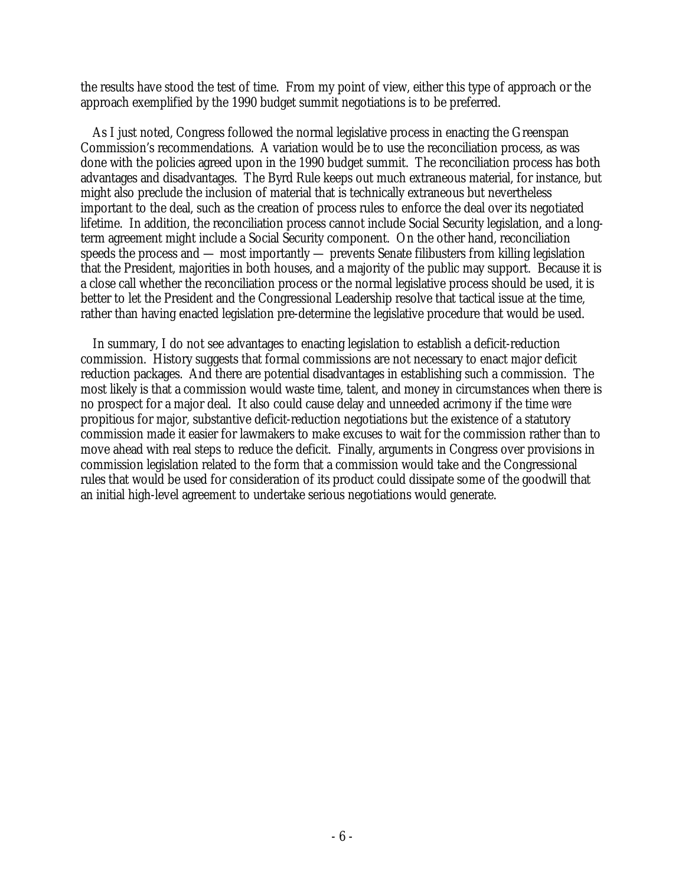the results have stood the test of time. From my point of view, either this type of approach or the approach exemplified by the 1990 budget summit negotiations is to be preferred.

As I just noted, Congress followed the normal legislative process in enacting the Greenspan Commission's recommendations. A variation would be to use the reconciliation process, as was done with the policies agreed upon in the 1990 budget summit. The reconciliation process has both advantages and disadvantages. The Byrd Rule keeps out much extraneous material, for instance, but might also preclude the inclusion of material that is technically extraneous but nevertheless important to the deal, such as the creation of process rules to enforce the deal over its negotiated lifetime. In addition, the reconciliation process cannot include Social Security legislation, and a long-term agreement might include a Social Security component. On the other hand, reconciliation speeds the process and — most importantly — prevents Senate filibusters from killing legislation that the President, majorities in both houses, and a majority of the public may support. Because it is a close call whether the reconciliation process or the normal legislative process should be used, it is better to let the President and the Congressional Leadership resolve that tactical issue at the time, rather than having enacted legislation pre-determine the legislative procedure that would be used.

In summary, I do not see advantages to enacting legislation to establish a deficit-reduction commission. History suggests that formal commissions are not necessary to enact major deficit reduction packages. And there are potential disadvantages in establishing such a commission. The most likely is that a commission would waste time, talent, and money in circumstances when there is no prospect for a major deal. It also could cause delay and unneeded acrimony if the time *were* propitious for major, substantive deficit-reduction negotiations but the existence of a statutory commission made it easier for lawmakers to make excuses to wait for the commission rather than to move ahead with real steps to reduce the deficit. Finally, arguments in Congress over provisions in commission legislation related to the form that a commission would take and the Congressional rules that would be used for consideration of its product could dissipate some of the goodwill that an initial high-level agreement to undertake serious negotiations would generate.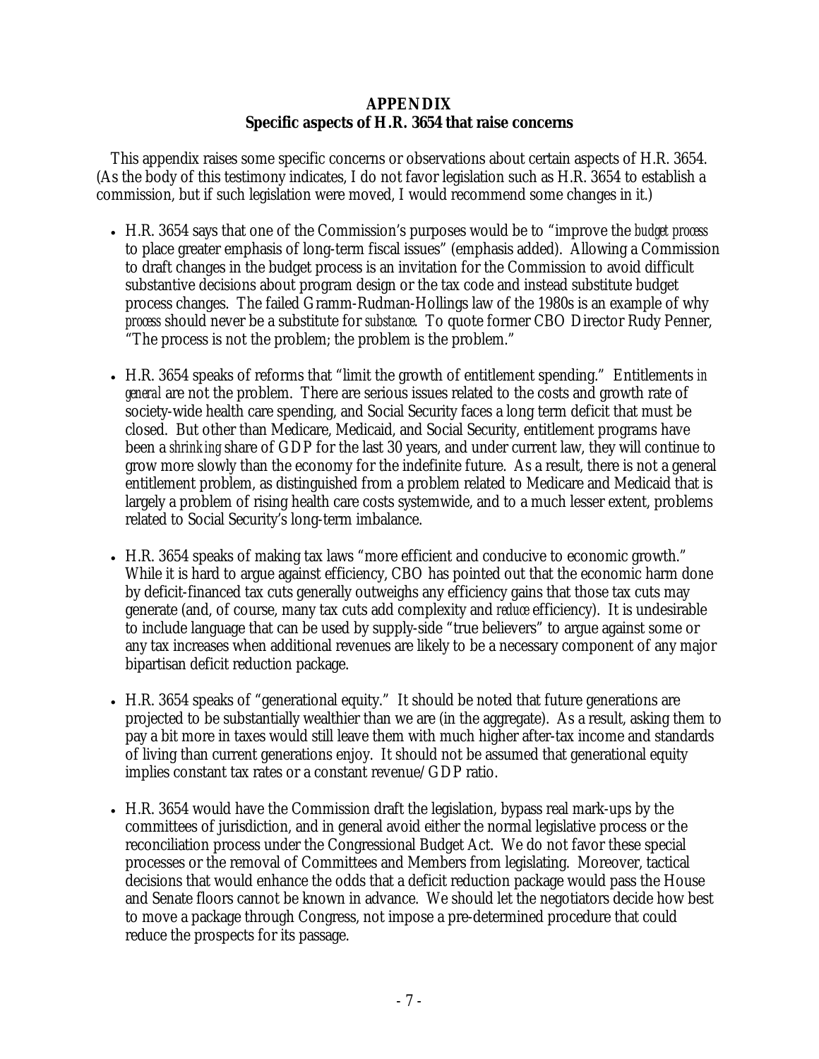# APPENDIX
## Specific aspects of H.R. 3654 that raise concerns

This appendix raises some specific concerns or observations about certain aspects of H.R. 3654. (As the body of this testimony indicates, I do not favor legislation such as H.R. 3654 to establish a commission, but if such legislation were moved, I would recommend some changes in it.)

- H.R. 3654 says that one of the Commission's purposes would be to "improve the *budget process* to place greater emphasis of long-term fiscal issues" (emphasis added). Allowing a Commission to draft changes in the budget process is an invitation for the Commission to avoid difficult substantive decisions about program design or the tax code and instead substitute budget process changes. The failed Gramm-Rudman-Hollings law of the 1980s is an example of why *process* should never be a substitute for *substance*. To quote former CBO Director Rudy Penner, "The process is not the problem; the problem is the problem."

- H.R. 3654 speaks of reforms that "limit the growth of entitlement spending." Entitlements *in general* are not the problem. There are serious issues related to the costs and growth rate of society-wide health care spending, and Social Security faces a long term deficit that must be closed. But other than Medicare, Medicaid, and Social Security, entitlement programs have been a *shrinking* share of GDP for the last 30 years, and under current law, they will continue to grow more slowly than the economy for the indefinite future. As a result, there is not a general entitlement problem, as distinguished from a problem related to Medicare and Medicaid that is largely a problem of rising health care costs systemwide, and to a much lesser extent, problems related to Social Security's long-term imbalance.

- H.R. 3654 speaks of making tax laws "more efficient and conducive to economic growth." While it is hard to argue against efficiency, CBO has pointed out that the economic harm done by deficit-financed tax cuts generally outweighs any efficiency gains that those tax cuts may generate (and, of course, many tax cuts add complexity and *reduce* efficiency). It is undesirable to include language that can be used by supply-side "true believers" to argue against some or any tax increases when additional revenues are likely to be a necessary component of any major bipartisan deficit reduction package.

- H.R. 3654 speaks of "generational equity." It should be noted that future generations are projected to be substantially wealthier than we are (in the aggregate). As a result, asking them to pay a bit more in taxes would still leave them with much higher after-tax income and standards of living than current generations enjoy. It should not be assumed that generational equity implies constant tax rates or a constant revenue/GDP ratio.

- H.R. 3654 would have the Commission draft the legislation, bypass real mark-ups by the committees of jurisdiction, and in general avoid either the normal legislative process or the reconciliation process under the Congressional Budget Act. We do not favor these special processes or the removal of Committees and Members from legislating. Moreover, tactical decisions that would enhance the odds that a deficit reduction package would pass the House and Senate floors cannot be known in advance. We should let the negotiators decide how best to move a package through Congress, not impose a pre-determined procedure that could reduce the prospects for its passage.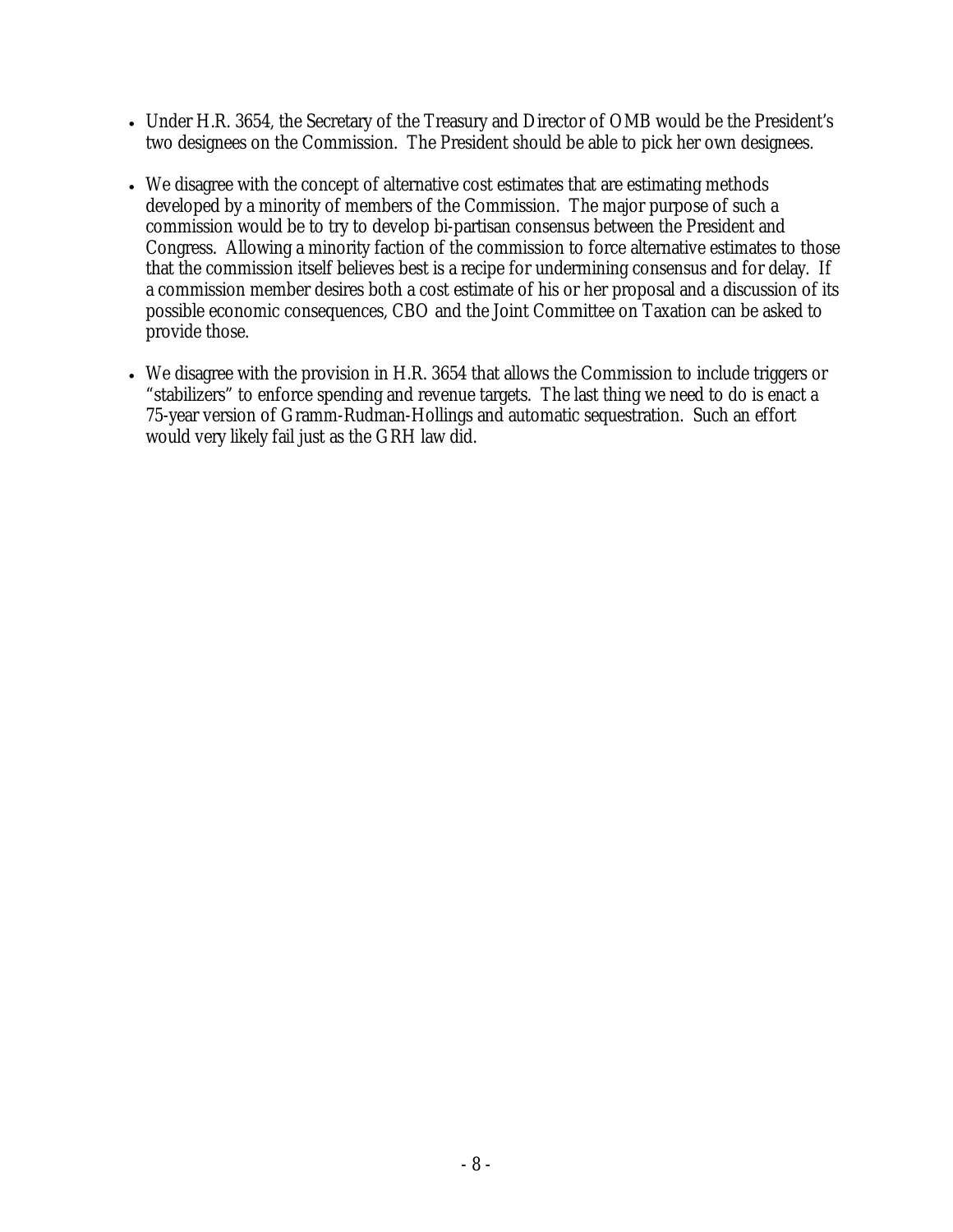- Under H.R. 3654, the Secretary of the Treasury and Director of OMB would be the President's two designees on the Commission. The President should be able to pick her own designees.

- We disagree with the concept of alternative cost estimates that are estimating methods developed by a minority of members of the Commission. The major purpose of such a commission would be to try to develop bi-partisan consensus between the President and Congress. Allowing a minority faction of the commission to force alternative estimates to those that the commission itself believes best is a recipe for undermining consensus and for delay. If a commission member desires both a cost estimate of his or her proposal and a discussion of its possible economic consequences, CBO and the Joint Committee on Taxation can be asked to provide those.

- We disagree with the provision in H.R. 3654 that allows the Commission to include triggers or "stabilizers" to enforce spending and revenue targets. The last thing we need to do is enact a 75-year version of Gramm-Rudman-Hollings and automatic sequestration. Such an effort would very likely fail just as the GRH law did.